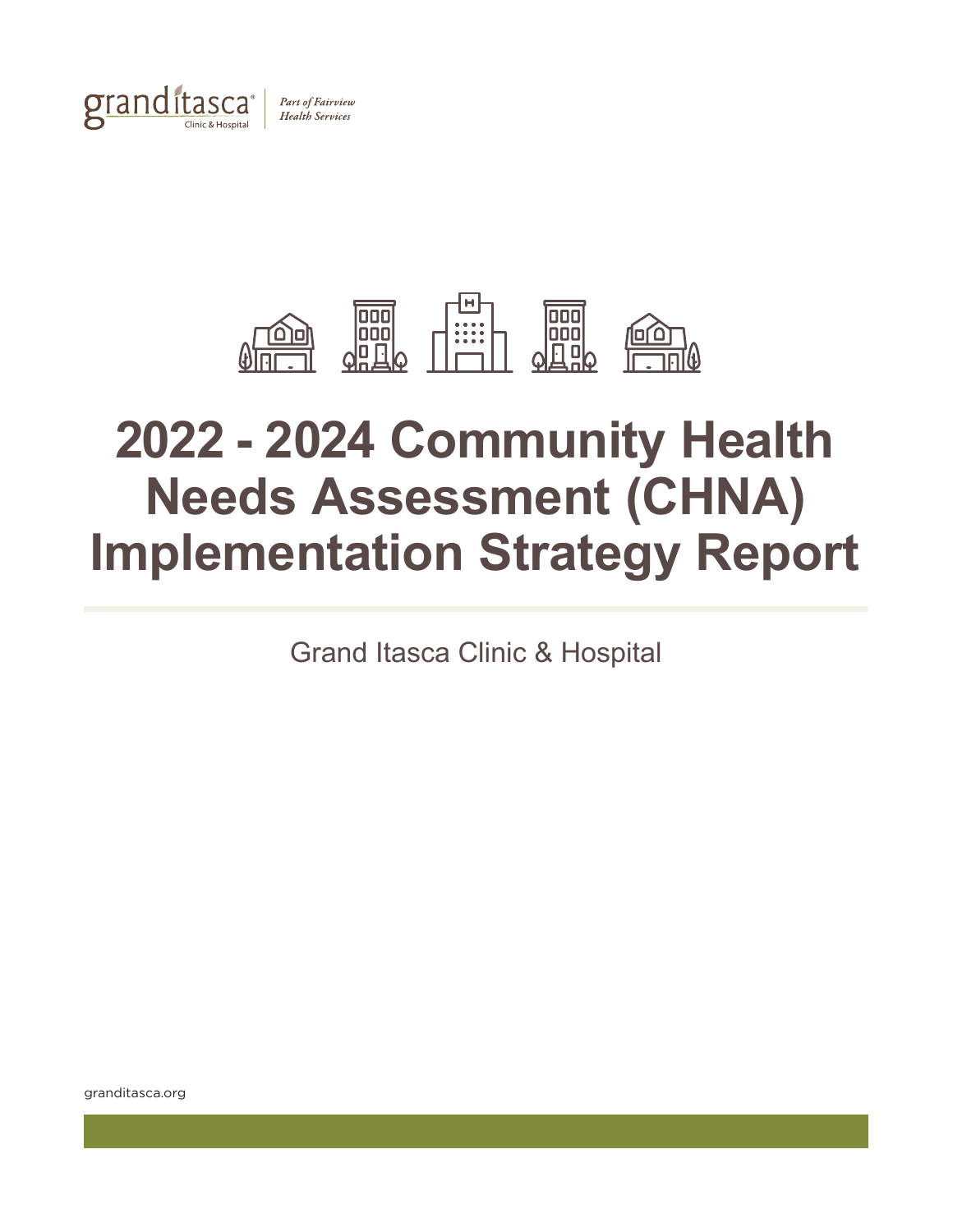granditasca Clinic & Hospital | *Part of Fairview Health Services*

# 2022 - 2024 Community Health Needs Assessment (CHNA) Implementation Strategy Report

Grand Itasca Clinic & Hospital

granditasca.org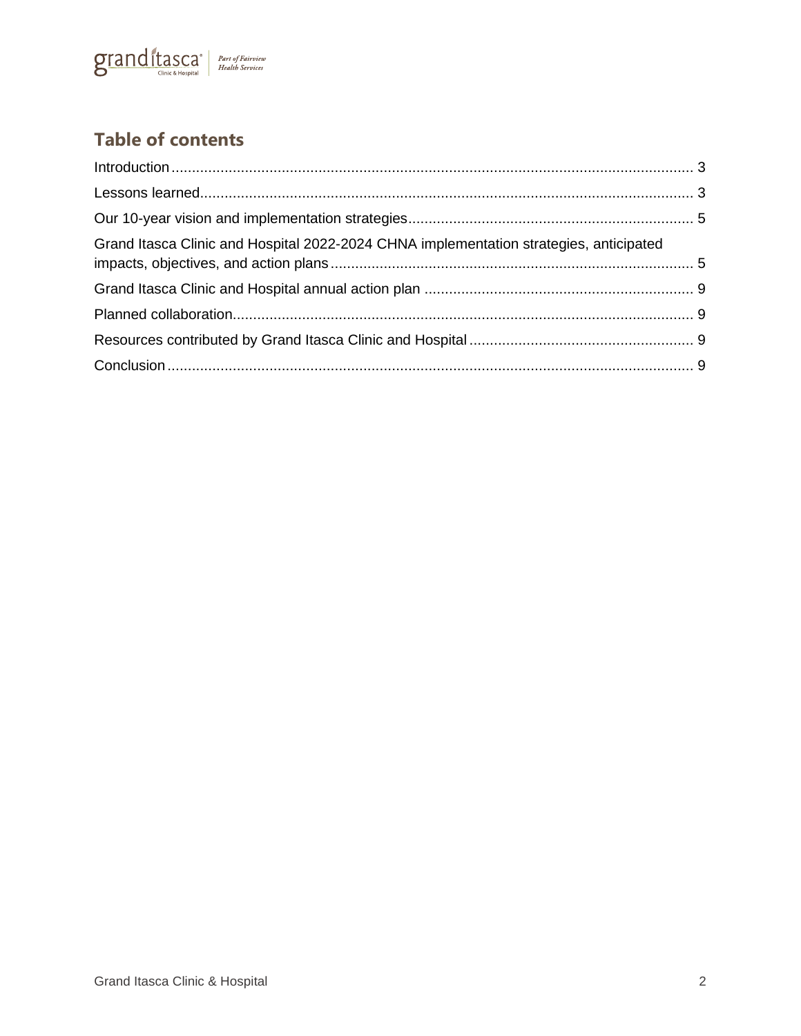## Table of contents

Introduction .......... 3

Lessons learned .......... 3

Our 10-year vision and implementation strategies .......... 5

Grand Itasca Clinic and Hospital 2022-2024 CHNA implementation strategies, anticipated impacts, objectives, and action plans .......... 5

Grand Itasca Clinic and Hospital annual action plan .......... 9

Planned collaboration .......... 9

Resources contributed by Grand Itasca Clinic and Hospital .......... 9

Conclusion .......... 9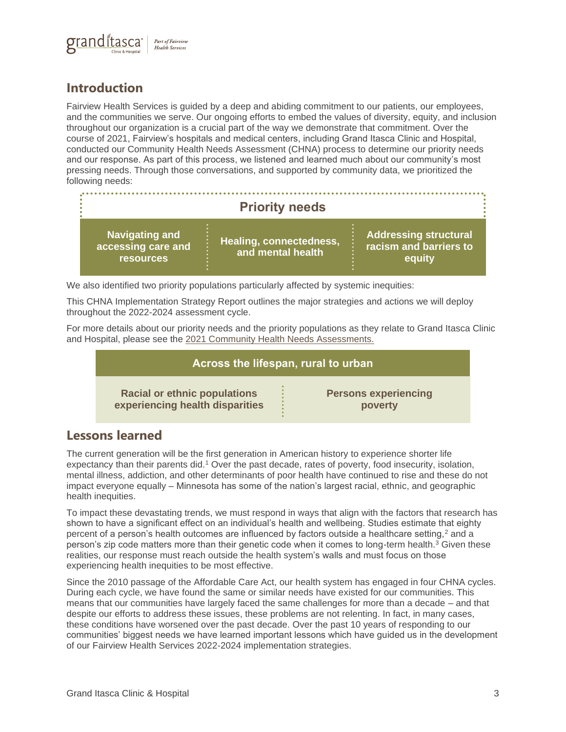## Introduction

Fairview Health Services is guided by a deep and abiding commitment to our patients, our employees, and the communities we serve. Our ongoing efforts to embed the values of diversity, equity, and inclusion throughout our organization is a crucial part of the way we demonstrate that commitment. Over the course of 2021, Fairview's hospitals and medical centers, including Grand Itasca Clinic and Hospital, conducted our Community Health Needs Assessment (CHNA) process to determine our priority needs and our response. As part of this process, we listened and learned much about our community's most pressing needs. Through those conversations, and supported by community data, we prioritized the following needs:

| Priority needs | | |
|---|---|---|
| **Navigating and accessing care and resources** | **Healing, connectedness, and mental health** | **Addressing structural racism and barriers to equity** |

We also identified two priority populations particularly affected by systemic inequities:

This CHNA Implementation Strategy Report outlines the major strategies and actions we will deploy throughout the 2022-2024 assessment cycle.

For more details about our priority needs and the priority populations as they relate to Grand Itasca Clinic and Hospital, please see the 2021 Community Health Needs Assessments.

| Across the lifespan, rural to urban | |
|---|---|
| **Racial or ethnic populations experiencing health disparities** | **Persons experiencing poverty** |

## Lessons learned

The current generation will be the first generation in American history to experience shorter life expectancy than their parents did.[1] Over the past decade, rates of poverty, food insecurity, isolation, mental illness, addiction, and other determinants of poor health have continued to rise and these do not impact everyone equally – Minnesota has some of the nation's largest racial, ethnic, and geographic health inequities.

To impact these devastating trends, we must respond in ways that align with the factors that research has shown to have a significant effect on an individual's health and wellbeing. Studies estimate that eighty percent of a person's health outcomes are influenced by factors outside a healthcare setting,[2] and a person's zip code matters more than their genetic code when it comes to long-term health.[3] Given these realities, our response must reach outside the health system's walls and must focus on those experiencing health inequities to be most effective.

Since the 2010 passage of the Affordable Care Act, our health system has engaged in four CHNA cycles. During each cycle, we have found the same or similar needs have existed for our communities. This means that our communities have largely faced the same challenges for more than a decade – and that despite our efforts to address these issues, these problems are not relenting. In fact, in many cases, these conditions have worsened over the past decade. Over the past 10 years of responding to our communities' biggest needs we have learned important lessons which have guided us in the development of our Fairview Health Services 2022-2024 implementation strategies.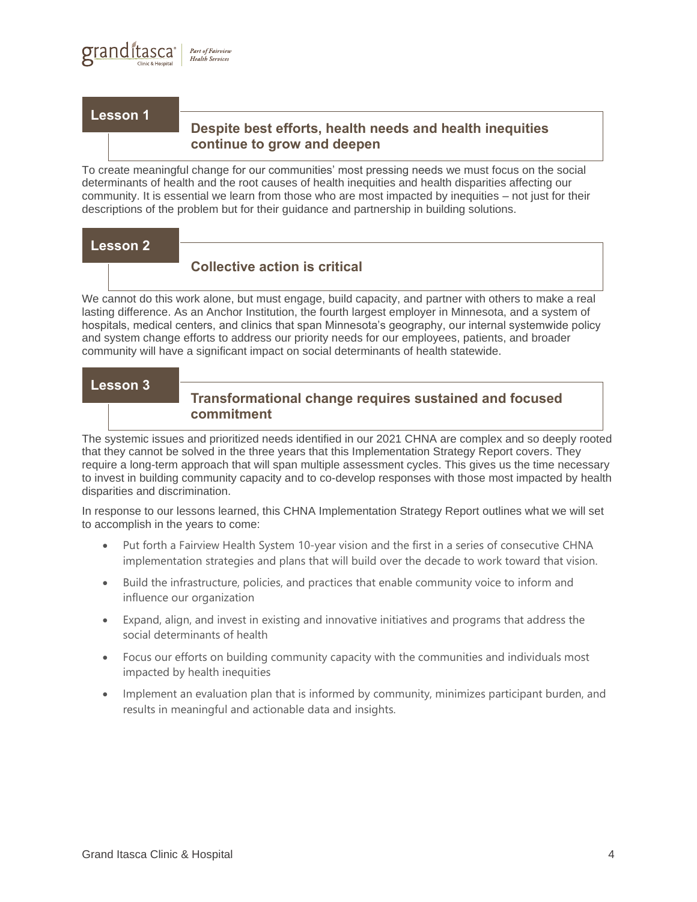## Lesson 1

### Despite best efforts, health needs and health inequities continue to grow and deepen

To create meaningful change for our communities' most pressing needs we must focus on the social determinants of health and the root causes of health inequities and health disparities affecting our community. It is essential we learn from those who are most impacted by inequities – not just for their descriptions of the problem but for their guidance and partnership in building solutions.

## Lesson 2

### Collective action is critical

We cannot do this work alone, but must engage, build capacity, and partner with others to make a real lasting difference. As an Anchor Institution, the fourth largest employer in Minnesota, and a system of hospitals, medical centers, and clinics that span Minnesota's geography, our internal systemwide policy and system change efforts to address our priority needs for our employees, patients, and broader community will have a significant impact on social determinants of health statewide.

## Lesson 3

### Transformational change requires sustained and focused commitment

The systemic issues and prioritized needs identified in our 2021 CHNA are complex and so deeply rooted that they cannot be solved in the three years that this Implementation Strategy Report covers. They require a long-term approach that will span multiple assessment cycles. This gives us the time necessary to invest in building community capacity and to co-develop responses with those most impacted by health disparities and discrimination.

In response to our lessons learned, this CHNA Implementation Strategy Report outlines what we will set to accomplish in the years to come:

- Put forth a Fairview Health System 10-year vision and the first in a series of consecutive CHNA implementation strategies and plans that will build over the decade to work toward that vision.
- Build the infrastructure, policies, and practices that enable community voice to inform and influence our organization
- Expand, align, and invest in existing and innovative initiatives and programs that address the social determinants of health
- Focus our efforts on building community capacity with the communities and individuals most impacted by health inequities
- Implement an evaluation plan that is informed by community, minimizes participant burden, and results in meaningful and actionable data and insights.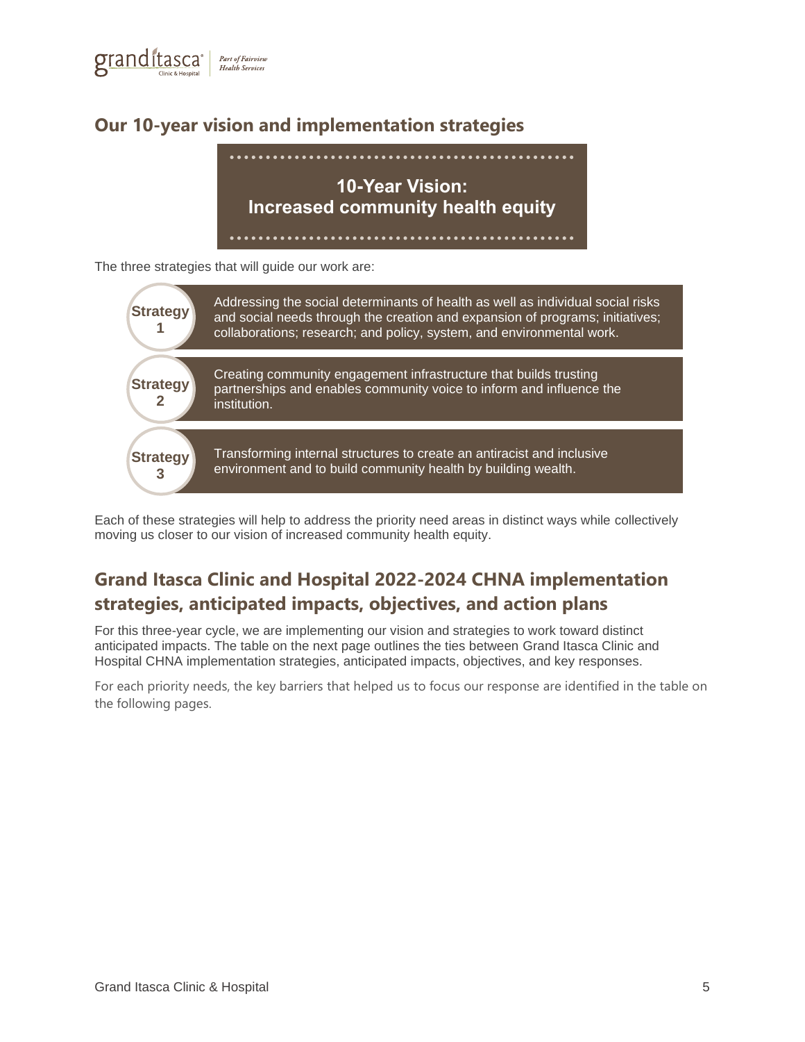## Our 10-year vision and implementation strategies

**10-Year Vision: Increased community health equity**

The three strategies that will guide our work are:

| Strategy | Description |
| --- | --- |
| **Strategy 1** | Addressing the social determinants of health as well as individual social risks and social needs through the creation and expansion of programs; initiatives; collaborations; research; and policy, system, and environmental work. |
| **Strategy 2** | Creating community engagement infrastructure that builds trusting partnerships and enables community voice to inform and influence the institution. |
| **Strategy 3** | Transforming internal structures to create an antiracist and inclusive environment and to build community health by building wealth. |

Each of these strategies will help to address the priority need areas in distinct ways while collectively moving us closer to our vision of increased community health equity.

## Grand Itasca Clinic and Hospital 2022-2024 CHNA implementation strategies, anticipated impacts, objectives, and action plans

For this three-year cycle, we are implementing our vision and strategies to work toward distinct anticipated impacts. The table on the next page outlines the ties between Grand Itasca Clinic and Hospital CHNA implementation strategies, anticipated impacts, objectives, and key responses.

For each priority needs, the key barriers that helped us to focus our response are identified in the table on the following pages.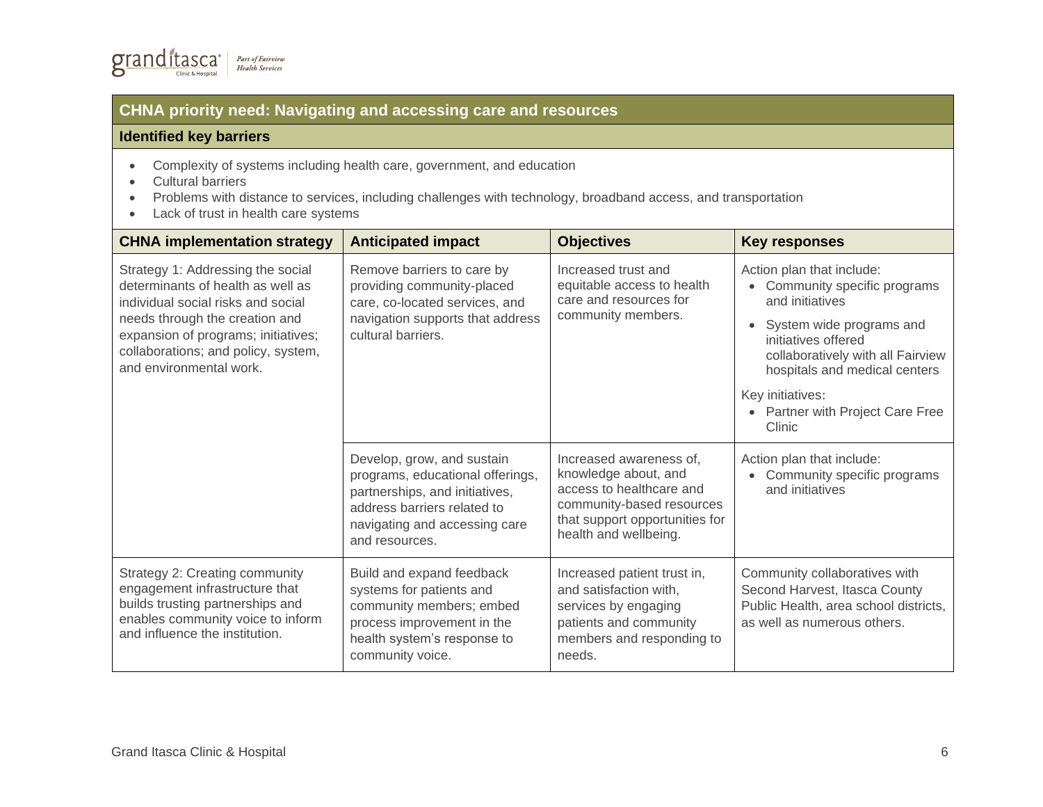## CHNA priority need: Navigating and accessing care and resources

### Identified key barriers

- Complexity of systems including health care, government, and education
- Cultural barriers
- Problems with distance to services, including challenges with technology, broadband access, and transportation
- Lack of trust in health care systems

| CHNA implementation strategy | Anticipated impact | Objectives | Key responses |
|---|---|---|---|
| Strategy 1: Addressing the social determinants of health as well as individual social risks and social needs through the creation and expansion of programs; initiatives; collaborations; and policy, system, and environmental work. | Remove barriers to care by providing community-placed care, co-located services, and navigation supports that address cultural barriers. | Increased trust and equitable access to health care and resources for community members. | Action plan that include:<br>• Community specific programs and initiatives<br>• System wide programs and initiatives offered collaboratively with all Fairview hospitals and medical centers<br><br>Key initiatives:<br>• Partner with Project Care Free Clinic |
| | Develop, grow, and sustain programs, educational offerings, partnerships, and initiatives, address barriers related to navigating and accessing care and resources. | Increased awareness of, knowledge about, and access to healthcare and community-based resources that support opportunities for health and wellbeing. | Action plan that include:<br>• Community specific programs and initiatives |
| Strategy 2: Creating community engagement infrastructure that builds trusting partnerships and enables community voice to inform and influence the institution. | Build and expand feedback systems for patients and community members; embed process improvement in the health system's response to community voice. | Increased patient trust in, and satisfaction with, services by engaging patients and community members and responding to needs. | Community collaboratives with Second Harvest, Itasca County Public Health, area school districts, as well as numerous others. |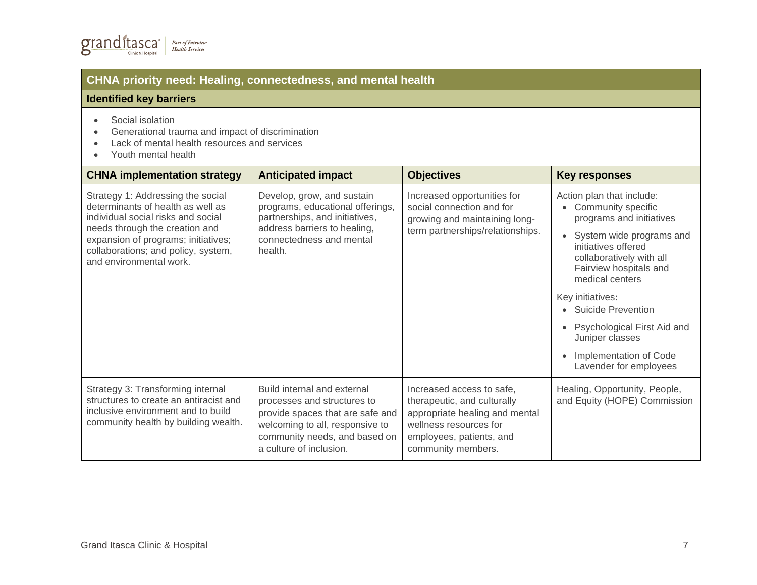## CHNA priority need: Healing, connectedness, and mental health

### Identified key barriers

- Social isolation
- Generational trauma and impact of discrimination
- Lack of mental health resources and services
- Youth mental health

| CHNA implementation strategy | Anticipated impact | Objectives | Key responses |
|---|---|---|---|
| Strategy 1: Addressing the social determinants of health as well as individual social risks and social needs through the creation and expansion of programs; initiatives; collaborations; and policy, system, and environmental work. | Develop, grow, and sustain programs, educational offerings, partnerships, and initiatives, address barriers to healing, connectedness and mental health. | Increased opportunities for social connection and for growing and maintaining long-term partnerships/relationships. | Action plan that include:<br>• Community specific programs and initiatives<br>• System wide programs and initiatives offered collaboratively with all Fairview hospitals and medical centers<br><br>Key initiatives:<br>• Suicide Prevention<br>• Psychological First Aid and Juniper classes<br>• Implementation of Code Lavender for employees |
| Strategy 3: Transforming internal structures to create an antiracist and inclusive environment and to build community health by building wealth. | Build internal and external processes and structures to provide spaces that are safe and welcoming to all, responsive to community needs, and based on a culture of inclusion. | Increased access to safe, therapeutic, and culturally appropriate healing and mental wellness resources for employees, patients, and community members. | Healing, Opportunity, People, and Equity (HOPE) Commission |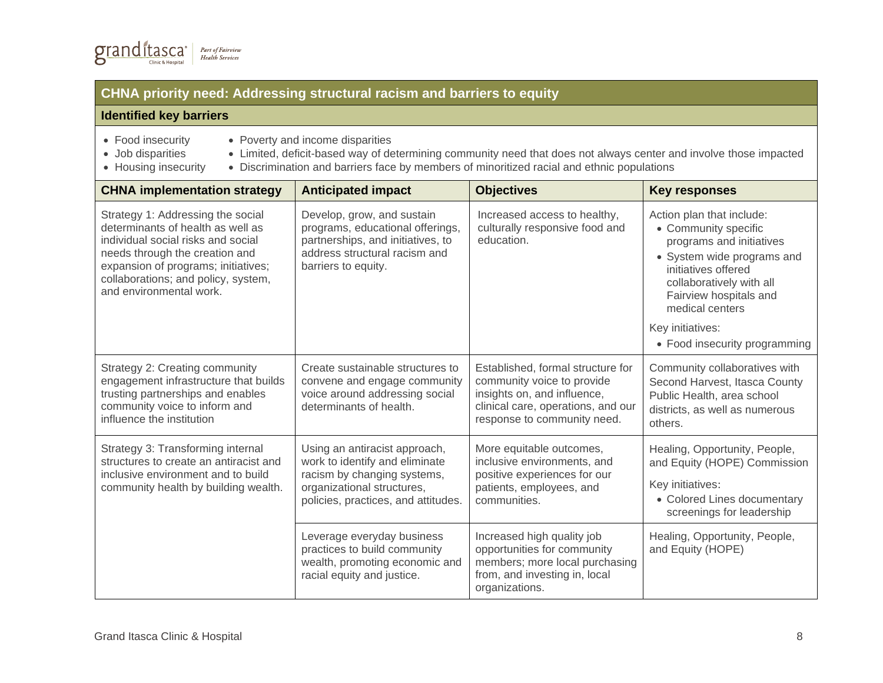## CHNA priority need: Addressing structural racism and barriers to equity

### Identified key barriers

- Food insecurity
- Job disparities
- Housing insecurity
- Poverty and income disparities
- Limited, deficit-based way of determining community need that does not always center and involve those impacted
- Discrimination and barriers face by members of minoritized racial and ethnic populations

| CHNA implementation strategy | Anticipated impact | Objectives | Key responses |
|---|---|---|---|
| Strategy 1: Addressing the social determinants of health as well as individual social risks and social needs through the creation and expansion of programs; initiatives; collaborations; and policy, system, and environmental work. | Develop, grow, and sustain programs, educational offerings, partnerships, and initiatives, to address structural racism and barriers to equity. | Increased access to healthy, culturally responsive food and education. | Action plan that include:<br>• Community specific programs and initiatives<br>• System wide programs and initiatives offered collaboratively with all Fairview hospitals and medical centers<br>Key initiatives:<br>• Food insecurity programming |
| Strategy 2: Creating community engagement infrastructure that builds trusting partnerships and enables community voice to inform and influence the institution | Create sustainable structures to convene and engage community voice around addressing social determinants of health. | Established, formal structure for community voice to provide insights on, and influence, clinical care, operations, and our response to community need. | Community collaboratives with Second Harvest, Itasca County Public Health, area school districts, as well as numerous others. |
| Strategy 3: Transforming internal structures to create an antiracist and inclusive environment and to build community health by building wealth. | Using an antiracist approach, work to identify and eliminate racism by changing systems, organizational structures, policies, practices, and attitudes. | More equitable outcomes, inclusive environments, and positive experiences for our patients, employees, and communities. | Healing, Opportunity, People, and Equity (HOPE) Commission<br>Key initiatives:<br>• Colored Lines documentary screenings for leadership |
| | Leverage everyday business practices to build community wealth, promoting economic and racial equity and justice. | Increased high quality job opportunities for community members; more local purchasing from, and investing in, local organizations. | Healing, Opportunity, People, and Equity (HOPE) |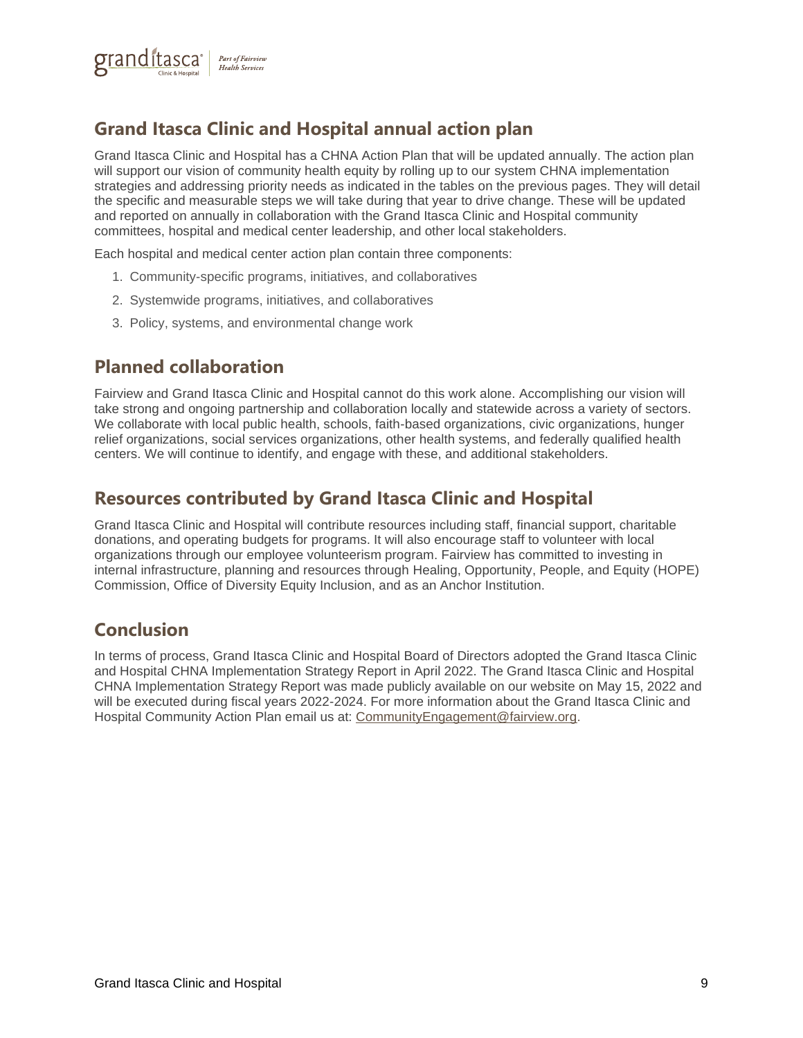## Grand Itasca Clinic and Hospital annual action plan

Grand Itasca Clinic and Hospital has a CHNA Action Plan that will be updated annually. The action plan will support our vision of community health equity by rolling up to our system CHNA implementation strategies and addressing priority needs as indicated in the tables on the previous pages. They will detail the specific and measurable steps we will take during that year to drive change. These will be updated and reported on annually in collaboration with the Grand Itasca Clinic and Hospital community committees, hospital and medical center leadership, and other local stakeholders.

Each hospital and medical center action plan contain three components:

1. Community-specific programs, initiatives, and collaboratives
2. Systemwide programs, initiatives, and collaboratives
3. Policy, systems, and environmental change work

## Planned collaboration

Fairview and Grand Itasca Clinic and Hospital cannot do this work alone. Accomplishing our vision will take strong and ongoing partnership and collaboration locally and statewide across a variety of sectors. We collaborate with local public health, schools, faith-based organizations, civic organizations, hunger relief organizations, social services organizations, other health systems, and federally qualified health centers. We will continue to identify, and engage with these, and additional stakeholders.

## Resources contributed by Grand Itasca Clinic and Hospital

Grand Itasca Clinic and Hospital will contribute resources including staff, financial support, charitable donations, and operating budgets for programs. It will also encourage staff to volunteer with local organizations through our employee volunteerism program. Fairview has committed to investing in internal infrastructure, planning and resources through Healing, Opportunity, People, and Equity (HOPE) Commission, Office of Diversity Equity Inclusion, and as an Anchor Institution.

## Conclusion

In terms of process, Grand Itasca Clinic and Hospital Board of Directors adopted the Grand Itasca Clinic and Hospital CHNA Implementation Strategy Report in April 2022. The Grand Itasca Clinic and Hospital CHNA Implementation Strategy Report was made publicly available on our website on May 15, 2022 and will be executed during fiscal years 2022-2024. For more information about the Grand Itasca Clinic and Hospital Community Action Plan email us at: CommunityEngagement@fairview.org.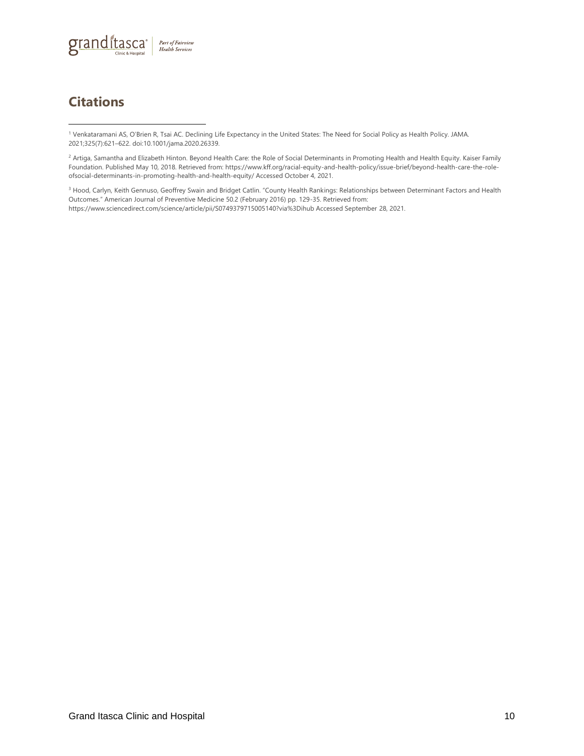## Citations

[1] Venkataramani AS, O'Brien R, Tsai AC. Declining Life Expectancy in the United States: The Need for Social Policy as Health Policy. JAMA. 2021;325(7):621–622. doi:10.1001/jama.2020.26339.

[2] Artiga, Samantha and Elizabeth Hinton. Beyond Health Care: the Role of Social Determinants in Promoting Health and Health Equity. Kaiser Family Foundation. Published May 10, 2018. Retrieved from: https://www.kff.org/racial-equity-and-health-policy/issue-brief/beyond-health-care-the-role-ofsocial-determinants-in-promoting-health-and-health-equity/ Accessed October 4, 2021.

[3] Hood, Carlyn, Keith Gennuso, Geoffrey Swain and Bridget Catlin. "County Health Rankings: Relationships between Determinant Factors and Health Outcomes." American Journal of Preventive Medicine 50.2 (February 2016) pp. 129-35. Retrieved from: https://www.sciencedirect.com/science/article/pii/S0749379715005140?via%3Dihub Accessed September 28, 2021.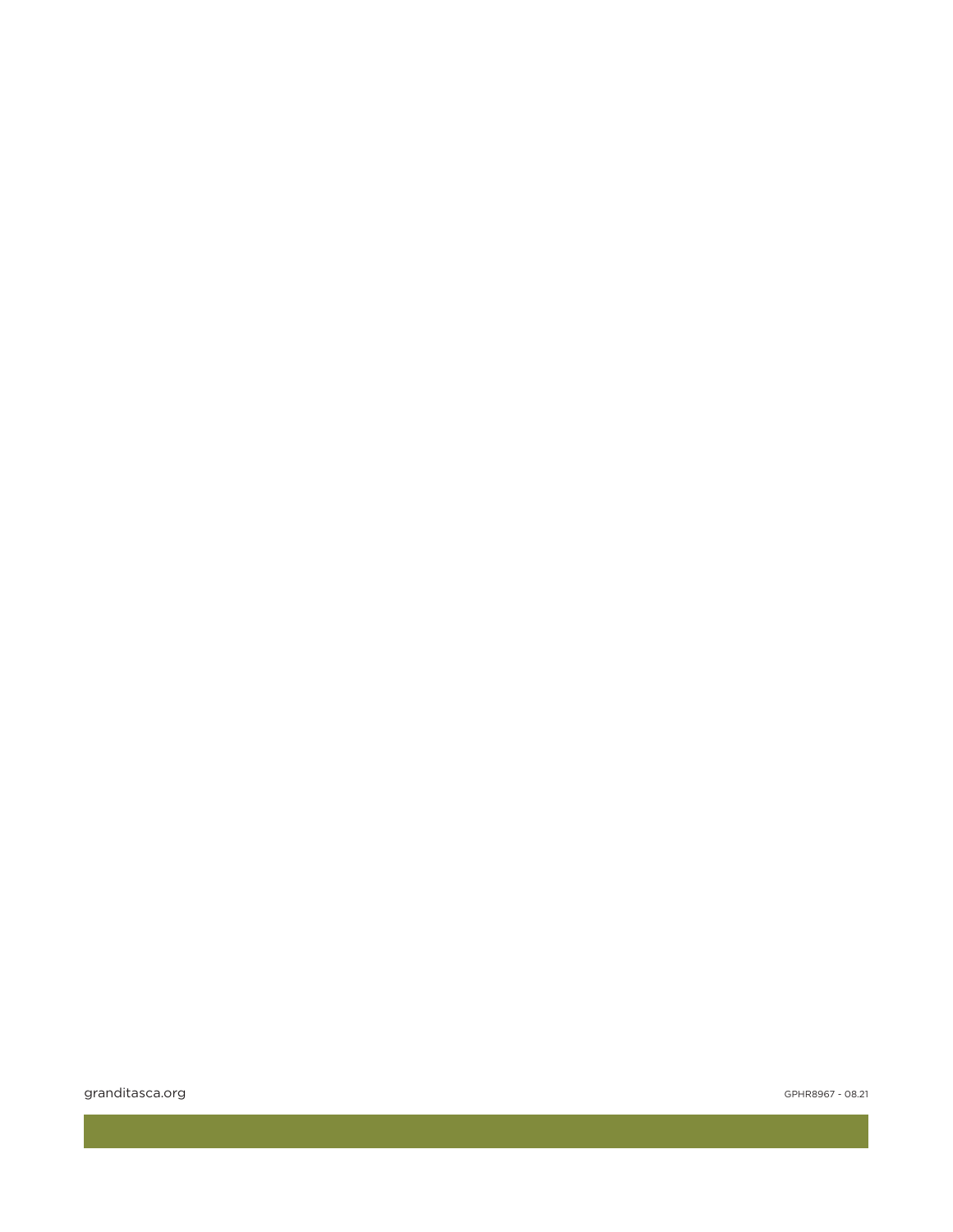granditasca.org

GPHR8967 - 08.21